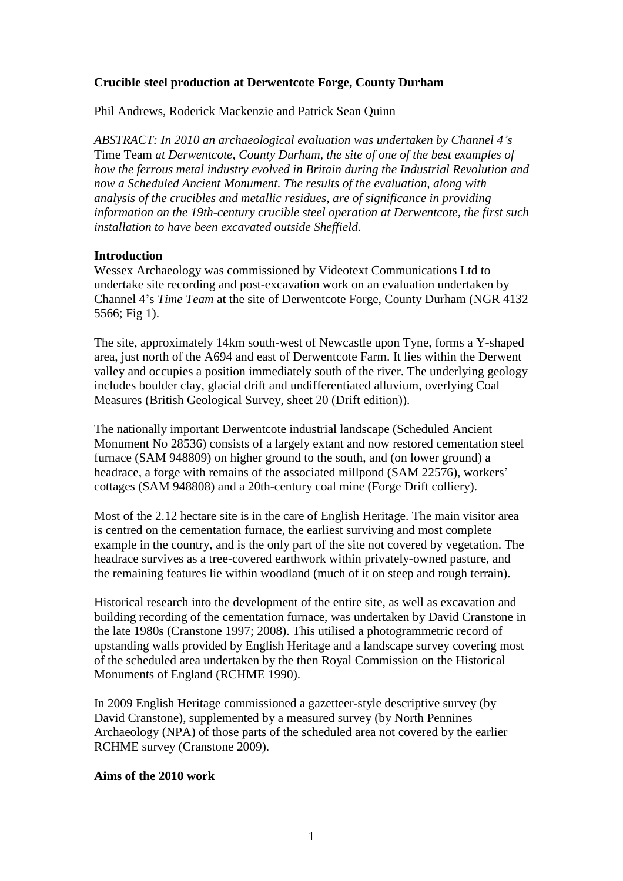# Crucible steel production at Derwentcote Forge, County Durham

Phil Andrews, Roderick Mackenzie and Patrick Sean Quinn

*ABSTRACT: In 2010 an archaeological evaluation was undertaken by Channel 4's* Time Team *at Derwentcote, County Durham, the site of one of the best examples of how the ferrous metal industry evolved in Britain during the Industrial Revolution and now a Scheduled Ancient Monument. The results of the evaluation, along with analysis of the crucibles and metallic residues, are of significance in providing information on the 19th-century crucible steel operation at Derwentcote, the first such installation to have been excavated outside Sheffield.*

## Introduction

Wessex Archaeology was commissioned by Videotext Communications Ltd to undertake site recording and post-excavation work on an evaluation undertaken by Channel 4's *Time Team* at the site of Derwentcote Forge, County Durham (NGR 4132 5566; Fig 1).

The site, approximately 14km south-west of Newcastle upon Tyne, forms a Y-shaped area, just north of the A694 and east of Derwentcote Farm. It lies within the Derwent valley and occupies a position immediately south of the river. The underlying geology includes boulder clay, glacial drift and undifferentiated alluvium, overlying Coal Measures (British Geological Survey, sheet 20 (Drift edition)).

The nationally important Derwentcote industrial landscape (Scheduled Ancient Monument No 28536) consists of a largely extant and now restored cementation steel furnace (SAM 948809) on higher ground to the south, and (on lower ground) a headrace, a forge with remains of the associated millpond (SAM 22576), workers' cottages (SAM 948808) and a 20th-century coal mine (Forge Drift colliery).

Most of the 2.12 hectare site is in the care of English Heritage. The main visitor area is centred on the cementation furnace, the earliest surviving and most complete example in the country, and is the only part of the site not covered by vegetation. The headrace survives as a tree-covered earthwork within privately-owned pasture, and the remaining features lie within woodland (much of it on steep and rough terrain).

Historical research into the development of the entire site, as well as excavation and building recording of the cementation furnace, was undertaken by David Cranstone in the late 1980s (Cranstone 1997; 2008). This utilised a photogrammetric record of upstanding walls provided by English Heritage and a landscape survey covering most of the scheduled area undertaken by the then Royal Commission on the Historical Monuments of England (RCHME 1990).

In 2009 English Heritage commissioned a gazetteer-style descriptive survey (by David Cranstone), supplemented by a measured survey (by North Pennines Archaeology (NPA) of those parts of the scheduled area not covered by the earlier RCHME survey (Cranstone 2009).

## Aims of the 2010 work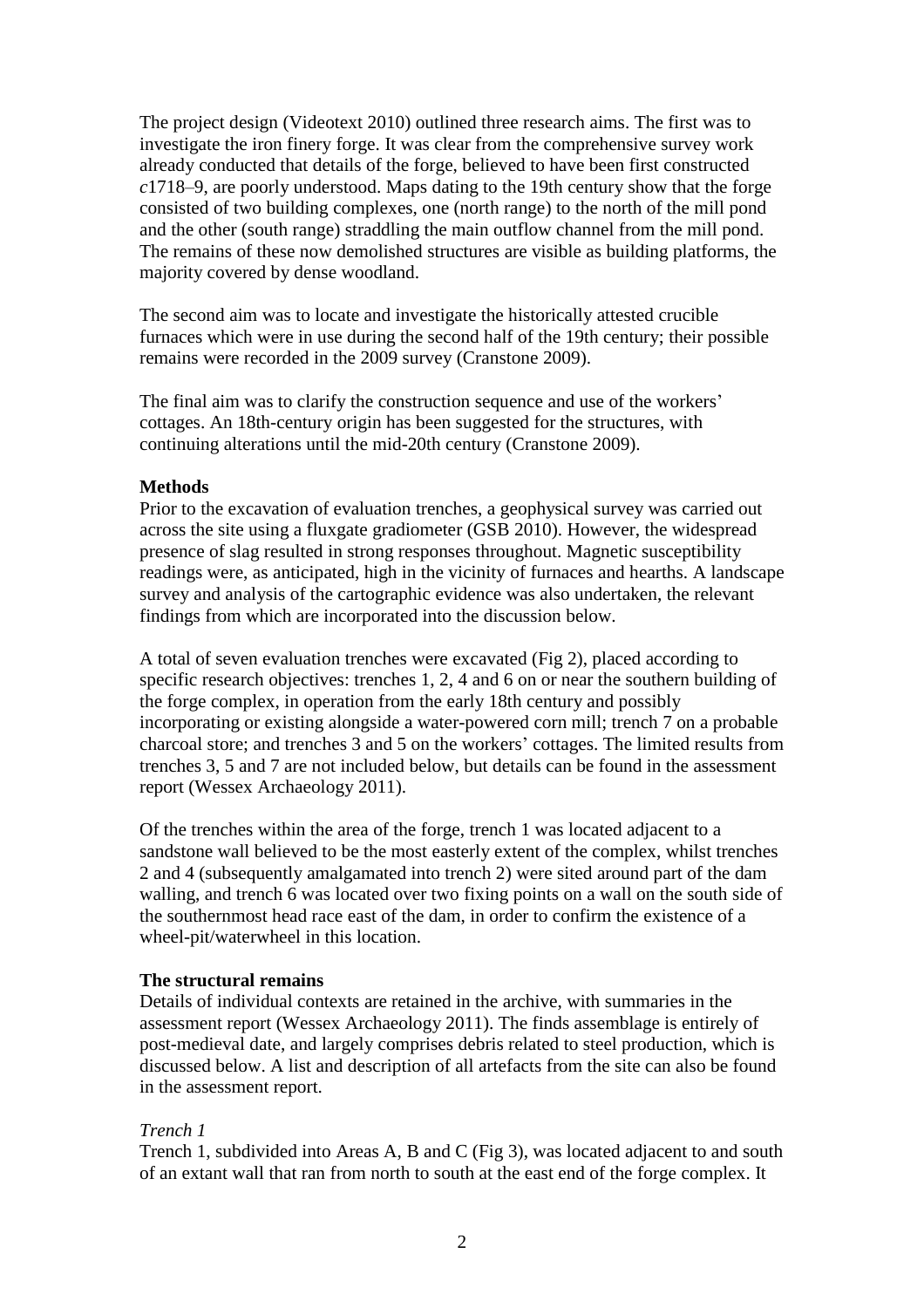The project design (Videotext 2010) outlined three research aims. The first was to investigate the iron finery forge. It was clear from the comprehensive survey work already conducted that details of the forge, believed to have been first constructed *c*1718–9, are poorly understood. Maps dating to the 19th century show that the forge consisted of two building complexes, one (north range) to the north of the mill pond and the other (south range) straddling the main outflow channel from the mill pond. The remains of these now demolished structures are visible as building platforms, the majority covered by dense woodland.

The second aim was to locate and investigate the historically attested crucible furnaces which were in use during the second half of the 19th century; their possible remains were recorded in the 2009 survey (Cranstone 2009).

The final aim was to clarify the construction sequence and use of the workers' cottages. An 18th-century origin has been suggested for the structures, with continuing alterations until the mid-20th century (Cranstone 2009).

**Methods**

Prior to the excavation of evaluation trenches, a geophysical survey was carried out across the site using a fluxgate gradiometer (GSB 2010). However, the widespread presence of slag resulted in strong responses throughout. Magnetic susceptibility readings were, as anticipated, high in the vicinity of furnaces and hearths. A landscape survey and analysis of the cartographic evidence was also undertaken, the relevant findings from which are incorporated into the discussion below.

A total of seven evaluation trenches were excavated (Fig 2), placed according to specific research objectives: trenches 1, 2, 4 and 6 on or near the southern building of the forge complex, in operation from the early 18th century and possibly incorporating or existing alongside a water-powered corn mill; trench 7 on a probable charcoal store; and trenches 3 and 5 on the workers' cottages. The limited results from trenches 3, 5 and 7 are not included below, but details can be found in the assessment report (Wessex Archaeology 2011).

Of the trenches within the area of the forge, trench 1 was located adjacent to a sandstone wall believed to be the most easterly extent of the complex, whilst trenches 2 and 4 (subsequently amalgamated into trench 2) were sited around part of the dam walling, and trench 6 was located over two fixing points on a wall on the south side of the southernmost head race east of the dam, in order to confirm the existence of a wheel-pit/waterwheel in this location.

**The structural remains**

Details of individual contexts are retained in the archive, with summaries in the assessment report (Wessex Archaeology 2011). The finds assemblage is entirely of post-medieval date, and largely comprises debris related to steel production, which is discussed below. A list and description of all artefacts from the site can also be found in the assessment report.

*Trench 1*

Trench 1, subdivided into Areas A, B and C (Fig 3), was located adjacent to and south of an extant wall that ran from north to south at the east end of the forge complex. It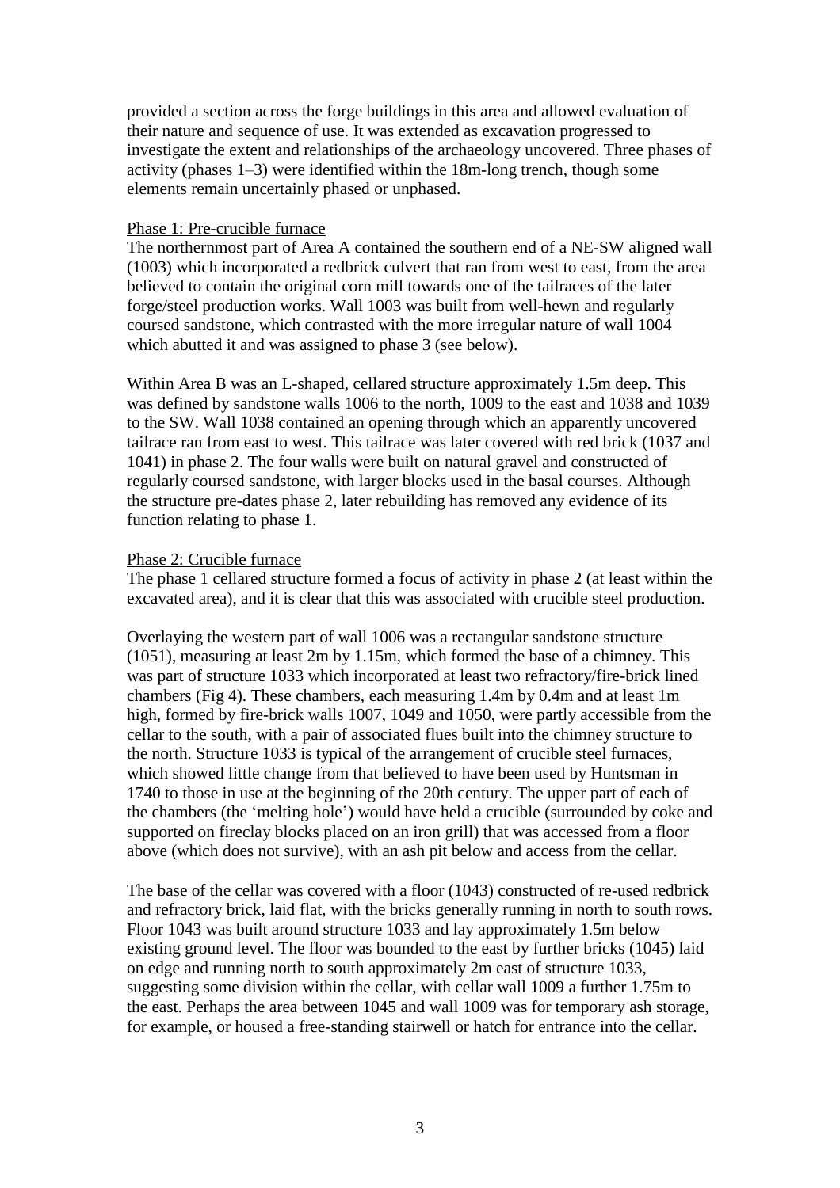provided a section across the forge buildings in this area and allowed evaluation of their nature and sequence of use. It was extended as excavation progressed to investigate the extent and relationships of the archaeology uncovered. Three phases of activity (phases 1–3) were identified within the 18m-long trench, though some elements remain uncertainly phased or unphased.

### Phase 1: Pre-crucible furnace

The northernmost part of Area A contained the southern end of a NE-SW aligned wall (1003) which incorporated a redbrick culvert that ran from west to east, from the area believed to contain the original corn mill towards one of the tailraces of the later forge/steel production works. Wall 1003 was built from well-hewn and regularly coursed sandstone, which contrasted with the more irregular nature of wall 1004 which abutted it and was assigned to phase 3 (see below).

Within Area B was an L-shaped, cellared structure approximately 1.5m deep. This was defined by sandstone walls 1006 to the north, 1009 to the east and 1038 and 1039 to the SW. Wall 1038 contained an opening through which an apparently uncovered tailrace ran from east to west. This tailrace was later covered with red brick (1037 and 1041) in phase 2. The four walls were built on natural gravel and constructed of regularly coursed sandstone, with larger blocks used in the basal courses. Although the structure pre-dates phase 2, later rebuilding has removed any evidence of its function relating to phase 1.

### Phase 2: Crucible furnace

The phase 1 cellared structure formed a focus of activity in phase 2 (at least within the excavated area), and it is clear that this was associated with crucible steel production.

Overlaying the western part of wall 1006 was a rectangular sandstone structure (1051), measuring at least 2m by 1.15m, which formed the base of a chimney. This was part of structure 1033 which incorporated at least two refractory/fire-brick lined chambers (Fig 4). These chambers, each measuring 1.4m by 0.4m and at least 1m high, formed by fire-brick walls 1007, 1049 and 1050, were partly accessible from the cellar to the south, with a pair of associated flues built into the chimney structure to the north. Structure 1033 is typical of the arrangement of crucible steel furnaces, which showed little change from that believed to have been used by Huntsman in 1740 to those in use at the beginning of the 20th century. The upper part of each of the chambers (the 'melting hole') would have held a crucible (surrounded by coke and supported on fireclay blocks placed on an iron grill) that was accessed from a floor above (which does not survive), with an ash pit below and access from the cellar.

The base of the cellar was covered with a floor (1043) constructed of re-used redbrick and refractory brick, laid flat, with the bricks generally running in north to south rows. Floor 1043 was built around structure 1033 and lay approximately 1.5m below existing ground level. The floor was bounded to the east by further bricks (1045) laid on edge and running north to south approximately 2m east of structure 1033, suggesting some division within the cellar, with cellar wall 1009 a further 1.75m to the east. Perhaps the area between 1045 and wall 1009 was for temporary ash storage, for example, or housed a free-standing stairwell or hatch for entrance into the cellar.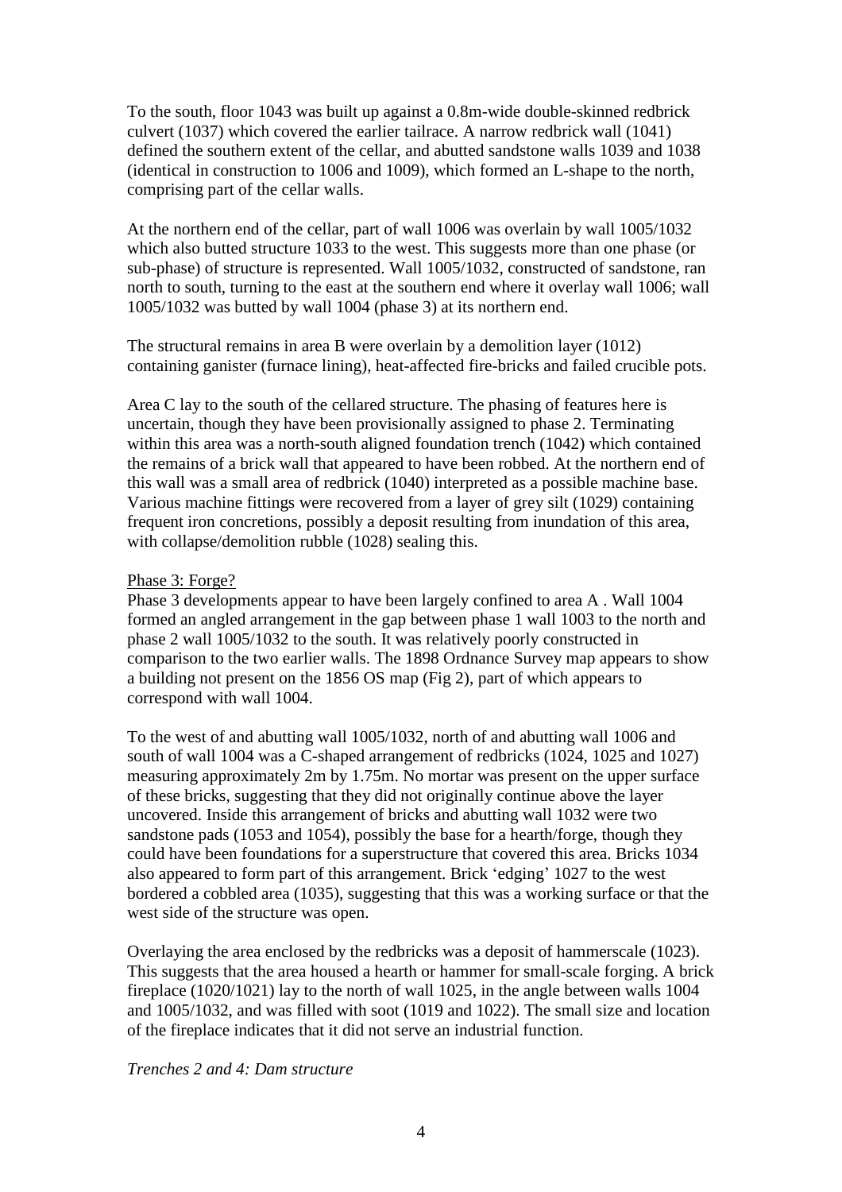To the south, floor 1043 was built up against a 0.8m-wide double-skinned redbrick culvert (1037) which covered the earlier tailrace. A narrow redbrick wall (1041) defined the southern extent of the cellar, and abutted sandstone walls 1039 and 1038 (identical in construction to 1006 and 1009), which formed an L-shape to the north, comprising part of the cellar walls.

At the northern end of the cellar, part of wall 1006 was overlain by wall 1005/1032 which also butted structure 1033 to the west. This suggests more than one phase (or sub-phase) of structure is represented. Wall 1005/1032, constructed of sandstone, ran north to south, turning to the east at the southern end where it overlay wall 1006; wall 1005/1032 was butted by wall 1004 (phase 3) at its northern end.

The structural remains in area B were overlain by a demolition layer (1012) containing ganister (furnace lining), heat-affected fire-bricks and failed crucible pots.

Area C lay to the south of the cellared structure. The phasing of features here is uncertain, though they have been provisionally assigned to phase 2. Terminating within this area was a north-south aligned foundation trench (1042) which contained the remains of a brick wall that appeared to have been robbed. At the northern end of this wall was a small area of redbrick (1040) interpreted as a possible machine base. Various machine fittings were recovered from a layer of grey silt (1029) containing frequent iron concretions, possibly a deposit resulting from inundation of this area, with collapse/demolition rubble (1028) sealing this.

Phase 3: Forge?

Phase 3 developments appear to have been largely confined to area A . Wall 1004 formed an angled arrangement in the gap between phase 1 wall 1003 to the north and phase 2 wall 1005/1032 to the south. It was relatively poorly constructed in comparison to the two earlier walls. The 1898 Ordnance Survey map appears to show a building not present on the 1856 OS map (Fig 2), part of which appears to correspond with wall 1004.

To the west of and abutting wall 1005/1032, north of and abutting wall 1006 and south of wall 1004 was a C-shaped arrangement of redbricks (1024, 1025 and 1027) measuring approximately 2m by 1.75m. No mortar was present on the upper surface of these bricks, suggesting that they did not originally continue above the layer uncovered. Inside this arrangement of bricks and abutting wall 1032 were two sandstone pads (1053 and 1054), possibly the base for a hearth/forge, though they could have been foundations for a superstructure that covered this area. Bricks 1034 also appeared to form part of this arrangement. Brick 'edging' 1027 to the west bordered a cobbled area (1035), suggesting that this was a working surface or that the west side of the structure was open.

Overlaying the area enclosed by the redbricks was a deposit of hammerscale (1023). This suggests that the area housed a hearth or hammer for small-scale forging. A brick fireplace (1020/1021) lay to the north of wall 1025, in the angle between walls 1004 and 1005/1032, and was filled with soot (1019 and 1022). The small size and location of the fireplace indicates that it did not serve an industrial function.

*Trenches 2 and 4: Dam structure*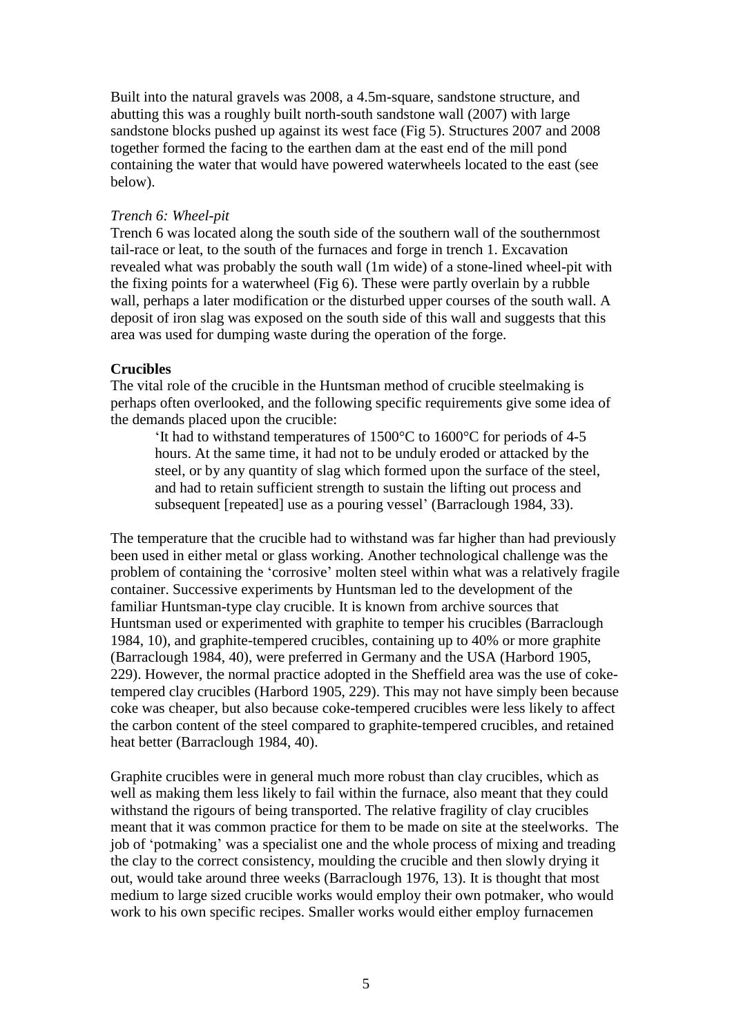Built into the natural gravels was 2008, a 4.5m-square, sandstone structure, and abutting this was a roughly built north-south sandstone wall (2007) with large sandstone blocks pushed up against its west face (Fig 5). Structures 2007 and 2008 together formed the facing to the earthen dam at the east end of the mill pond containing the water that would have powered waterwheels located to the east (see below).

*Trench 6: Wheel-pit*

Trench 6 was located along the south side of the southern wall of the southernmost tail-race or leat, to the south of the furnaces and forge in trench 1. Excavation revealed what was probably the south wall (1m wide) of a stone-lined wheel-pit with the fixing points for a waterwheel (Fig 6). These were partly overlain by a rubble wall, perhaps a later modification or the disturbed upper courses of the south wall. A deposit of iron slag was exposed on the south side of this wall and suggests that this area was used for dumping waste during the operation of the forge.

**Crucibles**

The vital role of the crucible in the Huntsman method of crucible steelmaking is perhaps often overlooked, and the following specific requirements give some idea of the demands placed upon the crucible:

> 'It had to withstand temperatures of 1500°C to 1600°C for periods of 4-5 hours. At the same time, it had not to be unduly eroded or attacked by the steel, or by any quantity of slag which formed upon the surface of the steel, and had to retain sufficient strength to sustain the lifting out process and subsequent [repeated] use as a pouring vessel' (Barraclough 1984, 33).

The temperature that the crucible had to withstand was far higher than had previously been used in either metal or glass working. Another technological challenge was the problem of containing the 'corrosive' molten steel within what was a relatively fragile container. Successive experiments by Huntsman led to the development of the familiar Huntsman-type clay crucible. It is known from archive sources that Huntsman used or experimented with graphite to temper his crucibles (Barraclough 1984, 10), and graphite-tempered crucibles, containing up to 40% or more graphite (Barraclough 1984, 40), were preferred in Germany and the USA (Harbord 1905, 229). However, the normal practice adopted in the Sheffield area was the use of coke-tempered clay crucibles (Harbord 1905, 229). This may not have simply been because coke was cheaper, but also because coke-tempered crucibles were less likely to affect the carbon content of the steel compared to graphite-tempered crucibles, and retained heat better (Barraclough 1984, 40).

Graphite crucibles were in general much more robust than clay crucibles, which as well as making them less likely to fail within the furnace, also meant that they could withstand the rigours of being transported. The relative fragility of clay crucibles meant that it was common practice for them to be made on site at the steelworks. The job of 'potmaking' was a specialist one and the whole process of mixing and treading the clay to the correct consistency, moulding the crucible and then slowly drying it out, would take around three weeks (Barraclough 1976, 13). It is thought that most medium to large sized crucible works would employ their own potmaker, who would work to his own specific recipes. Smaller works would either employ furnacemen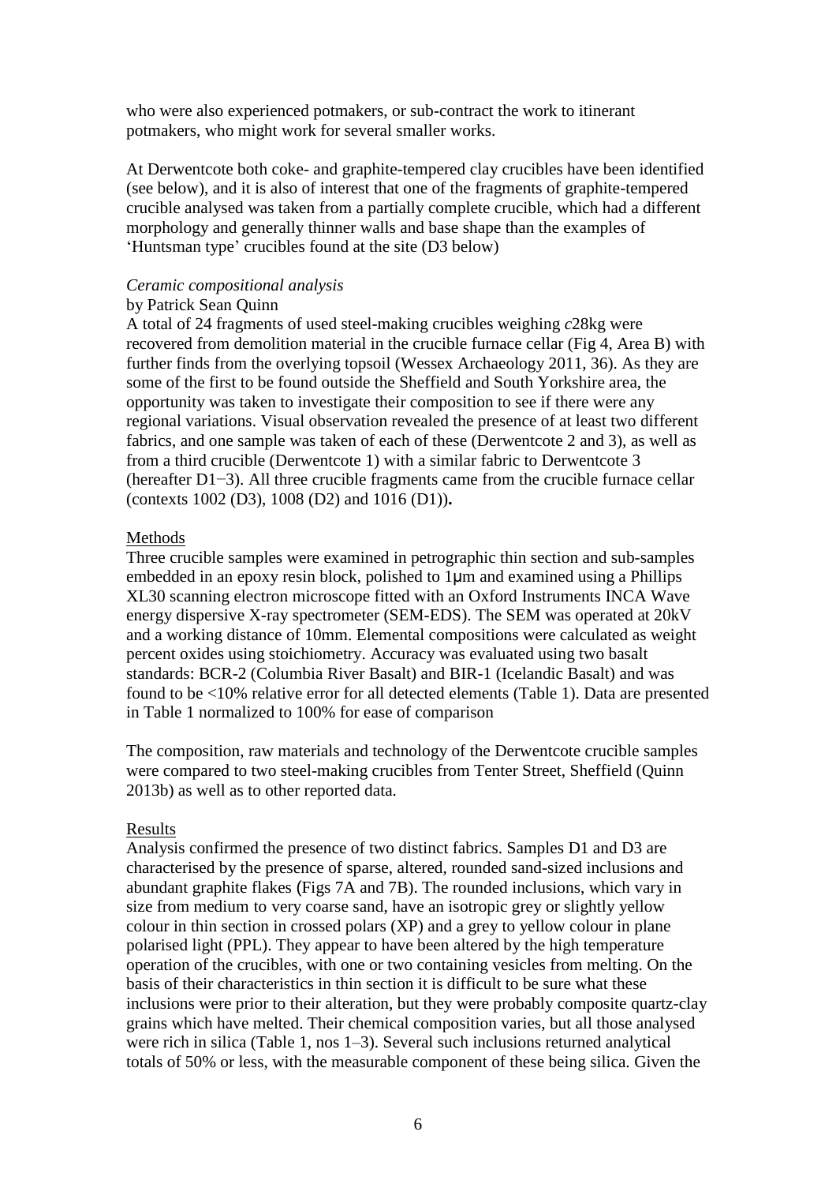who were also experienced potmakers, or sub-contract the work to itinerant potmakers, who might work for several smaller works.

At Derwentcote both coke- and graphite-tempered clay crucibles have been identified (see below), and it is also of interest that one of the fragments of graphite-tempered crucible analysed was taken from a partially complete crucible, which had a different morphology and generally thinner walls and base shape than the examples of 'Huntsman type' crucibles found at the site (D3 below)

*Ceramic compositional analysis*

by Patrick Sean Quinn

A total of 24 fragments of used steel-making crucibles weighing *c*28kg were recovered from demolition material in the crucible furnace cellar (Fig 4, Area B) with further finds from the overlying topsoil (Wessex Archaeology 2011, 36). As they are some of the first to be found outside the Sheffield and South Yorkshire area, the opportunity was taken to investigate their composition to see if there were any regional variations. Visual observation revealed the presence of at least two different fabrics, and one sample was taken of each of these (Derwentcote 2 and 3), as well as from a third crucible (Derwentcote 1) with a similar fabric to Derwentcote 3 (hereafter D1−3). All three crucible fragments came from the crucible furnace cellar (contexts 1002 (D3), 1008 (D2) and 1016 (D1))**.**

Methods

Three crucible samples were examined in petrographic thin section and sub-samples embedded in an epoxy resin block, polished to 1μm and examined using a Phillips XL30 scanning electron microscope fitted with an Oxford Instruments INCA Wave energy dispersive X-ray spectrometer (SEM-EDS). The SEM was operated at 20kV and a working distance of 10mm. Elemental compositions were calculated as weight percent oxides using stoichiometry. Accuracy was evaluated using two basalt standards: BCR-2 (Columbia River Basalt) and BIR-1 (Icelandic Basalt) and was found to be <10% relative error for all detected elements (Table 1). Data are presented in Table 1 normalized to 100% for ease of comparison

The composition, raw materials and technology of the Derwentcote crucible samples were compared to two steel-making crucibles from Tenter Street, Sheffield (Quinn 2013b) as well as to other reported data.

Results

Analysis confirmed the presence of two distinct fabrics. Samples D1 and D3 are characterised by the presence of sparse, altered, rounded sand-sized inclusions and abundant graphite flakes (Figs 7A and 7B). The rounded inclusions, which vary in size from medium to very coarse sand, have an isotropic grey or slightly yellow colour in thin section in crossed polars (XP) and a grey to yellow colour in plane polarised light (PPL). They appear to have been altered by the high temperature operation of the crucibles, with one or two containing vesicles from melting. On the basis of their characteristics in thin section it is difficult to be sure what these inclusions were prior to their alteration, but they were probably composite quartz-clay grains which have melted. Their chemical composition varies, but all those analysed were rich in silica (Table 1, nos 1–3). Several such inclusions returned analytical totals of 50% or less, with the measurable component of these being silica. Given the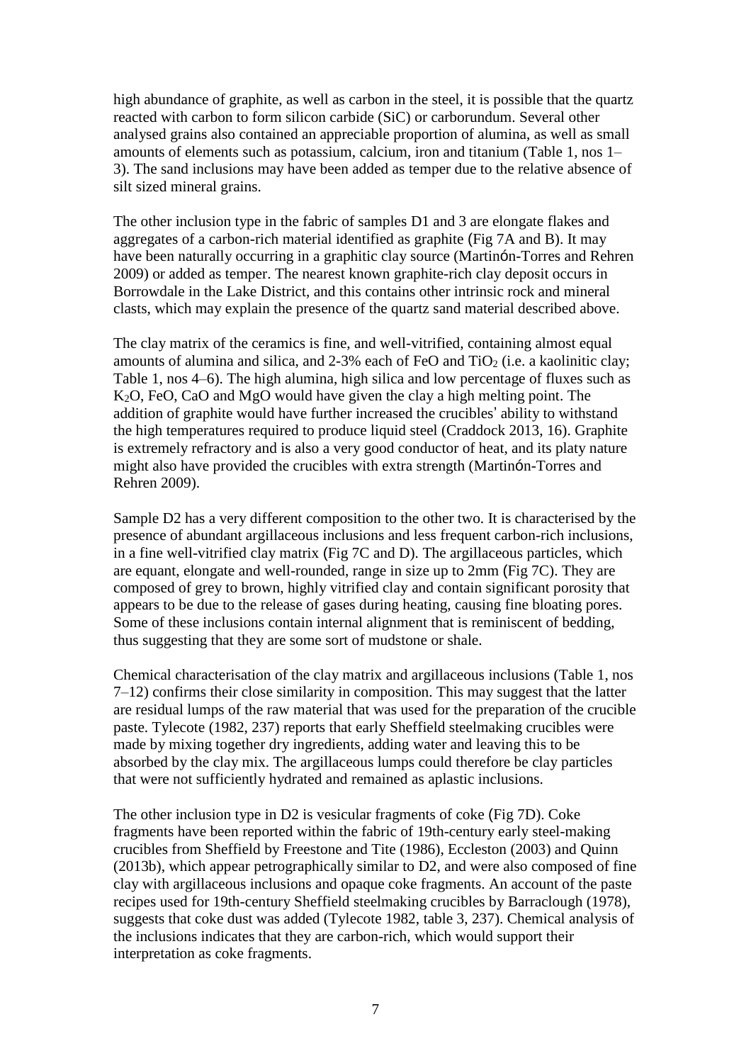high abundance of graphite, as well as carbon in the steel, it is possible that the quartz reacted with carbon to form silicon carbide (SiC) or carborundum. Several other analysed grains also contained an appreciable proportion of alumina, as well as small amounts of elements such as potassium, calcium, iron and titanium (Table 1, nos 1–3). The sand inclusions may have been added as temper due to the relative absence of silt sized mineral grains.

The other inclusion type in the fabric of samples D1 and 3 are elongate flakes and aggregates of a carbon-rich material identified as graphite (Fig 7A and B). It may have been naturally occurring in a graphitic clay source (Martinón-Torres and Rehren 2009) or added as temper. The nearest known graphite-rich clay deposit occurs in Borrowdale in the Lake District, and this contains other intrinsic rock and mineral clasts, which may explain the presence of the quartz sand material described above.

The clay matrix of the ceramics is fine, and well-vitrified, containing almost equal amounts of alumina and silica, and 2-3% each of FeO and $TiO_2$ (i.e. a kaolinitic clay; Table 1, nos 4–6). The high alumina, high silica and low percentage of fluxes such as $K_2O$, FeO, CaO and MgO would have given the clay a high melting point. The addition of graphite would have further increased the crucibles' ability to withstand the high temperatures required to produce liquid steel (Craddock 2013, 16). Graphite is extremely refractory and is also a very good conductor of heat, and its platy nature might also have provided the crucibles with extra strength (Martinón-Torres and Rehren 2009).

Sample D2 has a very different composition to the other two. It is characterised by the presence of abundant argillaceous inclusions and less frequent carbon-rich inclusions, in a fine well-vitrified clay matrix (Fig 7C and D). The argillaceous particles, which are equant, elongate and well-rounded, range in size up to 2mm (Fig 7C). They are composed of grey to brown, highly vitrified clay and contain significant porosity that appears to be due to the release of gases during heating, causing fine bloating pores. Some of these inclusions contain internal alignment that is reminiscent of bedding, thus suggesting that they are some sort of mudstone or shale.

Chemical characterisation of the clay matrix and argillaceous inclusions (Table 1, nos 7–12) confirms their close similarity in composition. This may suggest that the latter are residual lumps of the raw material that was used for the preparation of the crucible paste. Tylecote (1982, 237) reports that early Sheffield steelmaking crucibles were made by mixing together dry ingredients, adding water and leaving this to be absorbed by the clay mix. The argillaceous lumps could therefore be clay particles that were not sufficiently hydrated and remained as aplastic inclusions.

The other inclusion type in D2 is vesicular fragments of coke (Fig 7D). Coke fragments have been reported within the fabric of 19th-century early steel-making crucibles from Sheffield by Freestone and Tite (1986), Eccleston (2003) and Quinn (2013b), which appear petrographically similar to D2, and were also composed of fine clay with argillaceous inclusions and opaque coke fragments. An account of the paste recipes used for 19th-century Sheffield steelmaking crucibles by Barraclough (1978), suggests that coke dust was added (Tylecote 1982, table 3, 237). Chemical analysis of the inclusions indicates that they are carbon-rich, which would support their interpretation as coke fragments.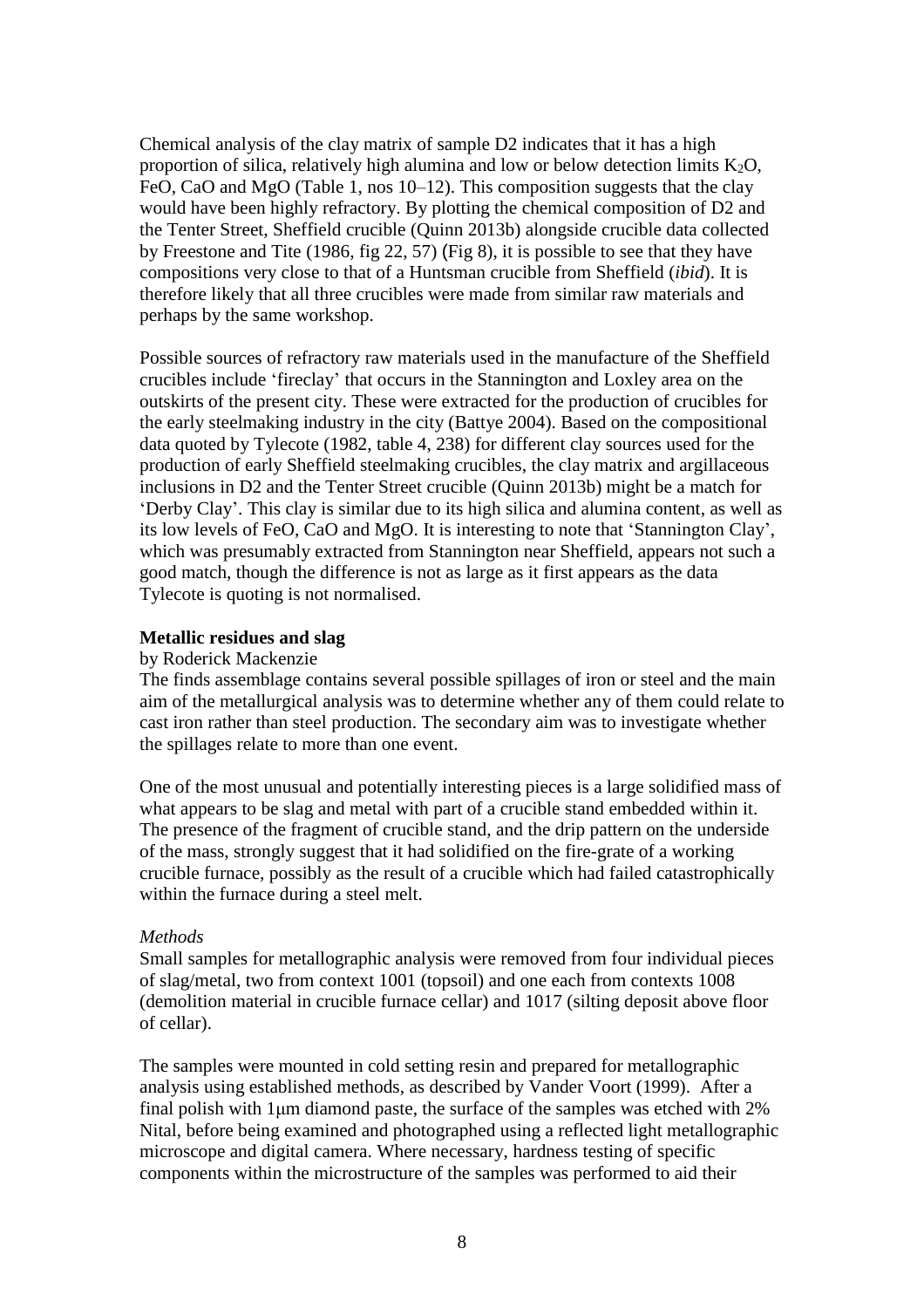Chemical analysis of the clay matrix of sample D2 indicates that it has a high proportion of silica, relatively high alumina and low or below detection limits $K_2O$, FeO, CaO and MgO (Table 1, nos 10–12). This composition suggests that the clay would have been highly refractory. By plotting the chemical composition of D2 and the Tenter Street, Sheffield crucible (Quinn 2013b) alongside crucible data collected by Freestone and Tite (1986, fig 22, 57) (Fig 8), it is possible to see that they have compositions very close to that of a Huntsman crucible from Sheffield (*ibid*). It is therefore likely that all three crucibles were made from similar raw materials and perhaps by the same workshop.

Possible sources of refractory raw materials used in the manufacture of the Sheffield crucibles include 'fireclay' that occurs in the Stannington and Loxley area on the outskirts of the present city. These were extracted for the production of crucibles for the early steelmaking industry in the city (Battye 2004). Based on the compositional data quoted by Tylecote (1982, table 4, 238) for different clay sources used for the production of early Sheffield steelmaking crucibles, the clay matrix and argillaceous inclusions in D2 and the Tenter Street crucible (Quinn 2013b) might be a match for 'Derby Clay'. This clay is similar due to its high silica and alumina content, as well as its low levels of FeO, CaO and MgO. It is interesting to note that 'Stannington Clay', which was presumably extracted from Stannington near Sheffield, appears not such a good match, though the difference is not as large as it first appears as the data Tylecote is quoting is not normalised.

**Metallic residues and slag**

by Roderick Mackenzie

The finds assemblage contains several possible spillages of iron or steel and the main aim of the metallurgical analysis was to determine whether any of them could relate to cast iron rather than steel production. The secondary aim was to investigate whether the spillages relate to more than one event.

One of the most unusual and potentially interesting pieces is a large solidified mass of what appears to be slag and metal with part of a crucible stand embedded within it. The presence of the fragment of crucible stand, and the drip pattern on the underside of the mass, strongly suggest that it had solidified on the fire-grate of a working crucible furnace, possibly as the result of a crucible which had failed catastrophically within the furnace during a steel melt.

*Methods*

Small samples for metallographic analysis were removed from four individual pieces of slag/metal, two from context 1001 (topsoil) and one each from contexts 1008 (demolition material in crucible furnace cellar) and 1017 (silting deposit above floor of cellar).

The samples were mounted in cold setting resin and prepared for metallographic analysis using established methods, as described by Vander Voort (1999). After a final polish with 1μm diamond paste, the surface of the samples was etched with 2% Nital, before being examined and photographed using a reflected light metallographic microscope and digital camera. Where necessary, hardness testing of specific components within the microstructure of the samples was performed to aid their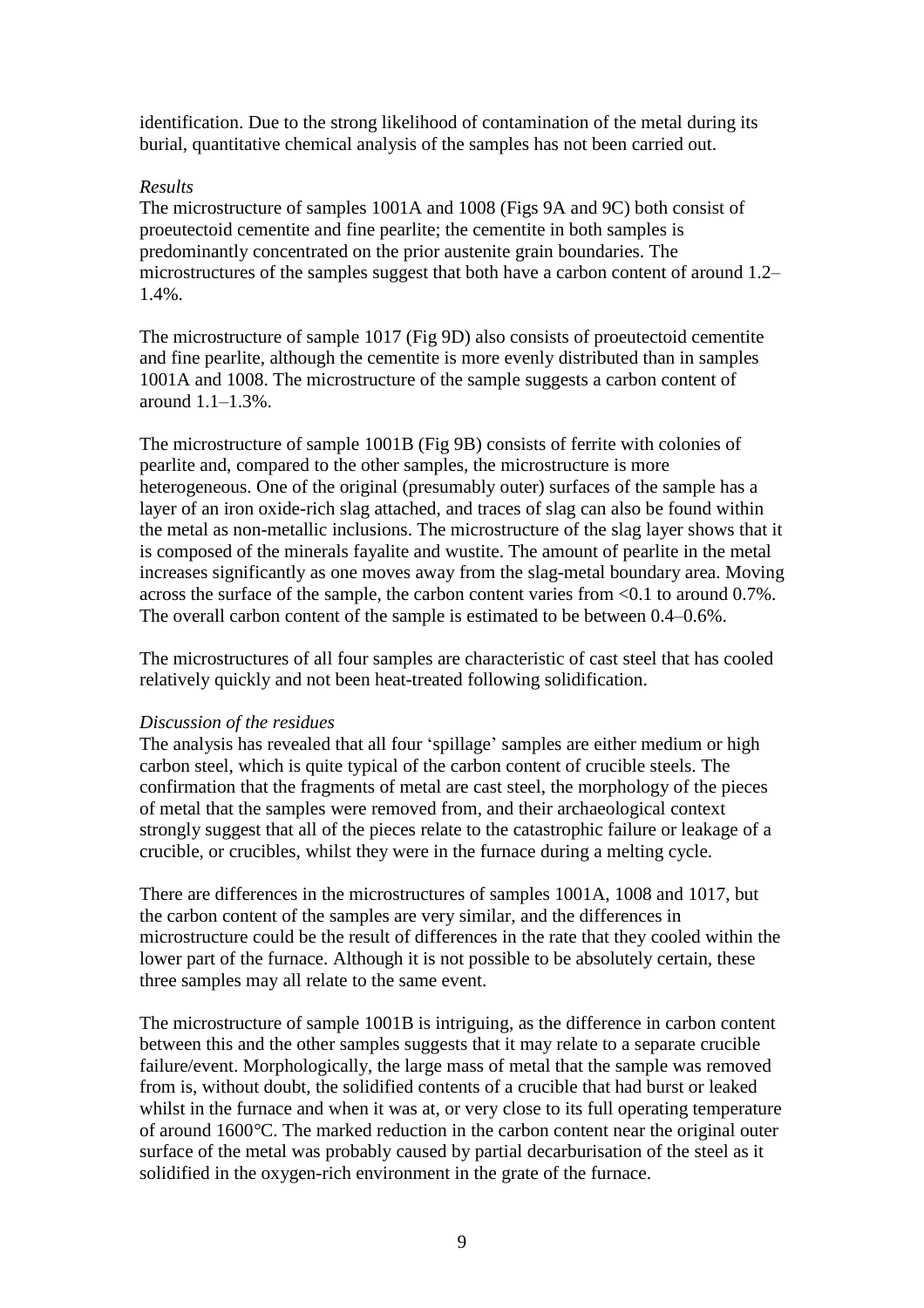identification. Due to the strong likelihood of contamination of the metal during its burial, quantitative chemical analysis of the samples has not been carried out.

*Results*

The microstructure of samples 1001A and 1008 (Figs 9A and 9C) both consist of proeutectoid cementite and fine pearlite; the cementite in both samples is predominantly concentrated on the prior austenite grain boundaries. The microstructures of the samples suggest that both have a carbon content of around 1.2–1.4%.

The microstructure of sample 1017 (Fig 9D) also consists of proeutectoid cementite and fine pearlite, although the cementite is more evenly distributed than in samples 1001A and 1008. The microstructure of the sample suggests a carbon content of around 1.1–1.3%.

The microstructure of sample 1001B (Fig 9B) consists of ferrite with colonies of pearlite and, compared to the other samples, the microstructure is more heterogeneous. One of the original (presumably outer) surfaces of the sample has a layer of an iron oxide-rich slag attached, and traces of slag can also be found within the metal as non-metallic inclusions. The microstructure of the slag layer shows that it is composed of the minerals fayalite and wustite. The amount of pearlite in the metal increases significantly as one moves away from the slag-metal boundary area. Moving across the surface of the sample, the carbon content varies from <0.1 to around 0.7%. The overall carbon content of the sample is estimated to be between 0.4–0.6%.

The microstructures of all four samples are characteristic of cast steel that has cooled relatively quickly and not been heat-treated following solidification.

*Discussion of the residues*

The analysis has revealed that all four 'spillage' samples are either medium or high carbon steel, which is quite typical of the carbon content of crucible steels. The confirmation that the fragments of metal are cast steel, the morphology of the pieces of metal that the samples were removed from, and their archaeological context strongly suggest that all of the pieces relate to the catastrophic failure or leakage of a crucible, or crucibles, whilst they were in the furnace during a melting cycle.

There are differences in the microstructures of samples 1001A, 1008 and 1017, but the carbon content of the samples are very similar, and the differences in microstructure could be the result of differences in the rate that they cooled within the lower part of the furnace. Although it is not possible to be absolutely certain, these three samples may all relate to the same event.

The microstructure of sample 1001B is intriguing, as the difference in carbon content between this and the other samples suggests that it may relate to a separate crucible failure/event. Morphologically, the large mass of metal that the sample was removed from is, without doubt, the solidified contents of a crucible that had burst or leaked whilst in the furnace and when it was at, or very close to its full operating temperature of around 1600°C. The marked reduction in the carbon content near the original outer surface of the metal was probably caused by partial decarburisation of the steel as it solidified in the oxygen-rich environment in the grate of the furnace.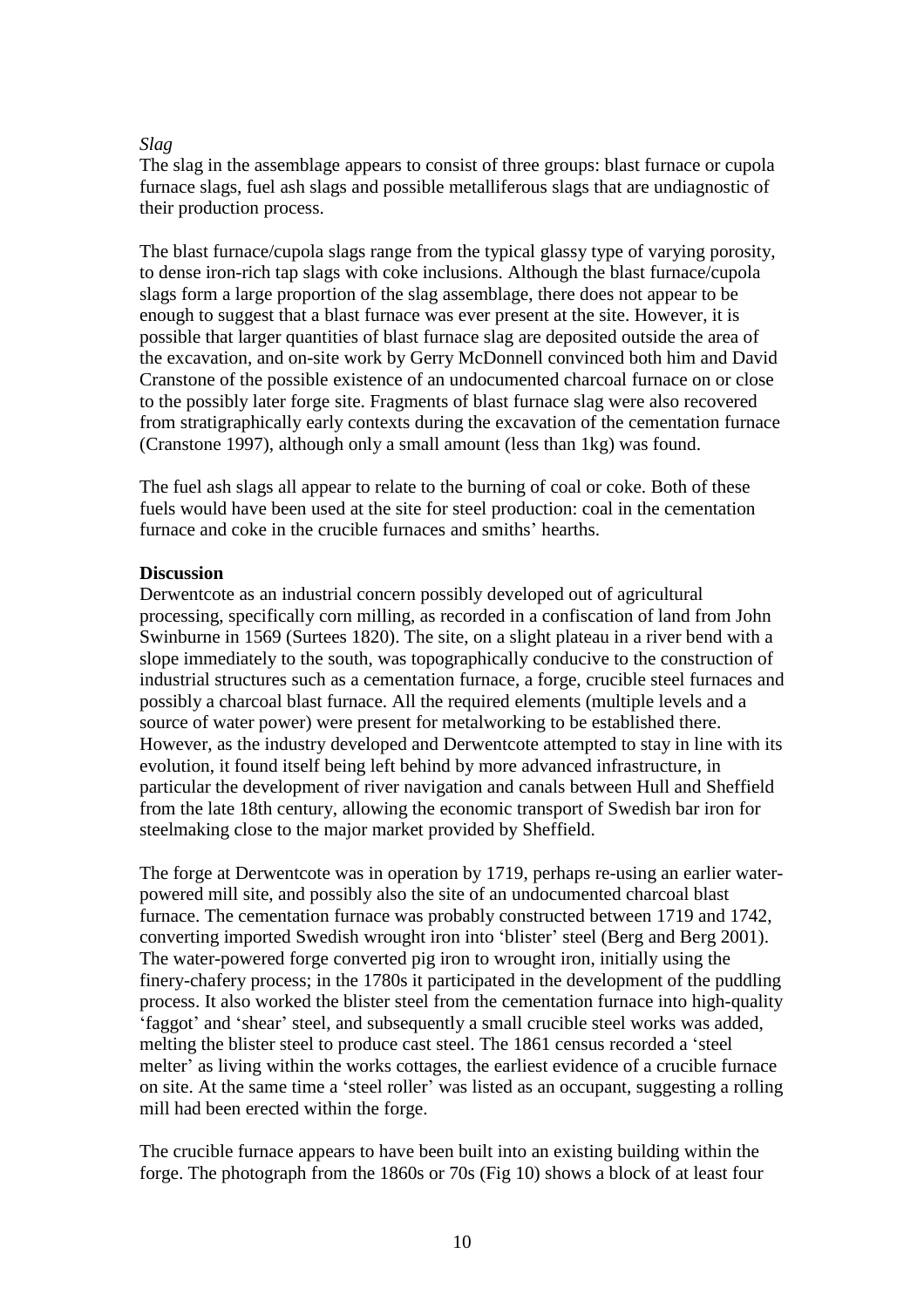*Slag*

The slag in the assemblage appears to consist of three groups: blast furnace or cupola furnace slags, fuel ash slags and possible metalliferous slags that are undiagnostic of their production process.

The blast furnace/cupola slags range from the typical glassy type of varying porosity, to dense iron-rich tap slags with coke inclusions. Although the blast furnace/cupola slags form a large proportion of the slag assemblage, there does not appear to be enough to suggest that a blast furnace was ever present at the site. However, it is possible that larger quantities of blast furnace slag are deposited outside the area of the excavation, and on-site work by Gerry McDonnell convinced both him and David Cranstone of the possible existence of an undocumented charcoal furnace on or close to the possibly later forge site. Fragments of blast furnace slag were also recovered from stratigraphically early contexts during the excavation of the cementation furnace (Cranstone 1997), although only a small amount (less than 1kg) was found.

The fuel ash slags all appear to relate to the burning of coal or coke. Both of these fuels would have been used at the site for steel production: coal in the cementation furnace and coke in the crucible furnaces and smiths' hearths.

**Discussion**

Derwentcote as an industrial concern possibly developed out of agricultural processing, specifically corn milling, as recorded in a confiscation of land from John Swinburne in 1569 (Surtees 1820). The site, on a slight plateau in a river bend with a slope immediately to the south, was topographically conducive to the construction of industrial structures such as a cementation furnace, a forge, crucible steel furnaces and possibly a charcoal blast furnace. All the required elements (multiple levels and a source of water power) were present for metalworking to be established there. However, as the industry developed and Derwentcote attempted to stay in line with its evolution, it found itself being left behind by more advanced infrastructure, in particular the development of river navigation and canals between Hull and Sheffield from the late 18th century, allowing the economic transport of Swedish bar iron for steelmaking close to the major market provided by Sheffield.

The forge at Derwentcote was in operation by 1719, perhaps re-using an earlier water-powered mill site, and possibly also the site of an undocumented charcoal blast furnace. The cementation furnace was probably constructed between 1719 and 1742, converting imported Swedish wrought iron into 'blister' steel (Berg and Berg 2001). The water-powered forge converted pig iron to wrought iron, initially using the finery-chafery process; in the 1780s it participated in the development of the puddling process. It also worked the blister steel from the cementation furnace into high-quality 'faggot' and 'shear' steel, and subsequently a small crucible steel works was added, melting the blister steel to produce cast steel. The 1861 census recorded a 'steel melter' as living within the works cottages, the earliest evidence of a crucible furnace on site. At the same time a 'steel roller' was listed as an occupant, suggesting a rolling mill had been erected within the forge.

The crucible furnace appears to have been built into an existing building within the forge. The photograph from the 1860s or 70s (Fig 10) shows a block of at least four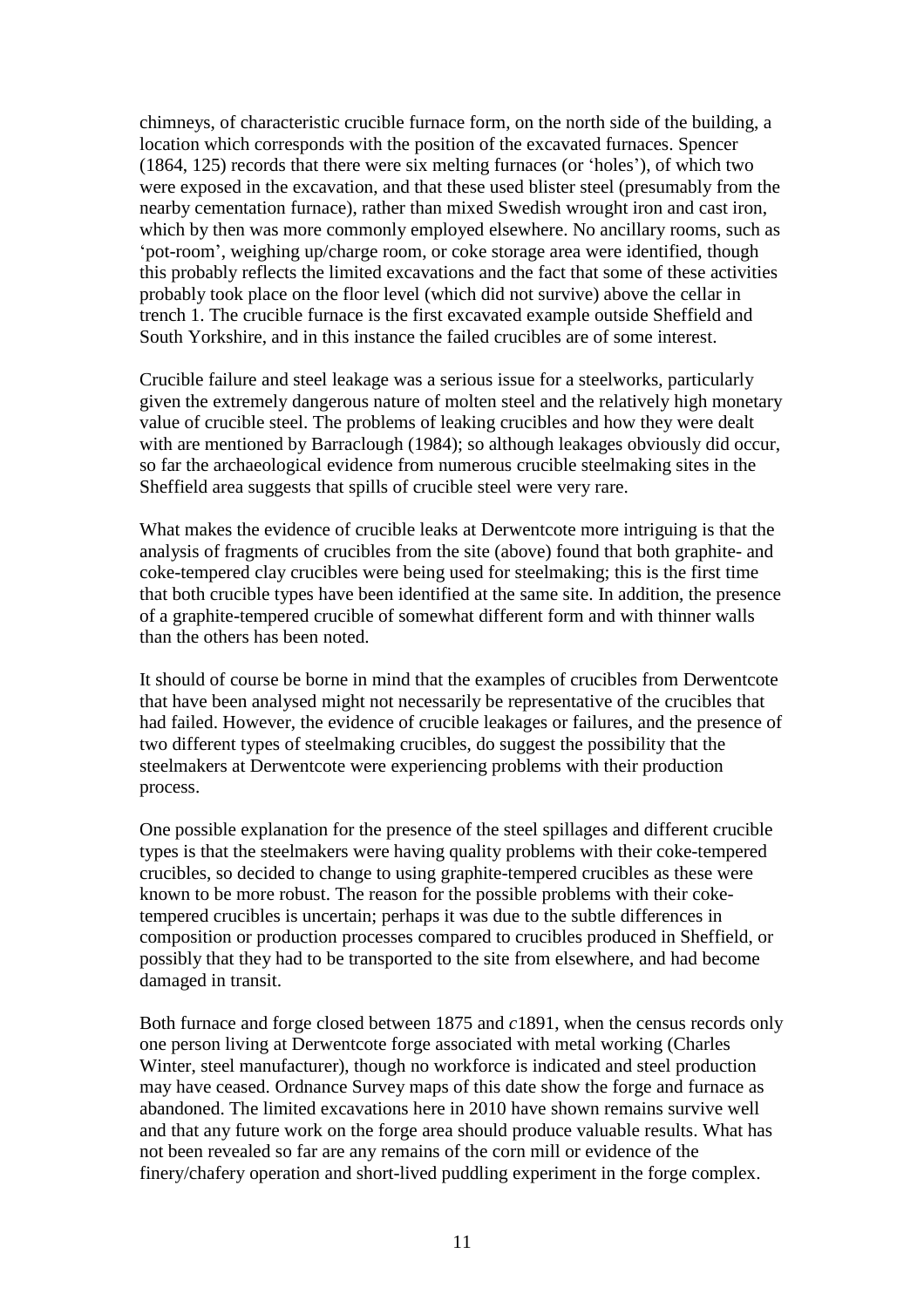chimneys, of characteristic crucible furnace form, on the north side of the building, a location which corresponds with the position of the excavated furnaces. Spencer (1864, 125) records that there were six melting furnaces (or 'holes'), of which two were exposed in the excavation, and that these used blister steel (presumably from the nearby cementation furnace), rather than mixed Swedish wrought iron and cast iron, which by then was more commonly employed elsewhere. No ancillary rooms, such as 'pot-room', weighing up/charge room, or coke storage area were identified, though this probably reflects the limited excavations and the fact that some of these activities probably took place on the floor level (which did not survive) above the cellar in trench 1. The crucible furnace is the first excavated example outside Sheffield and South Yorkshire, and in this instance the failed crucibles are of some interest.

Crucible failure and steel leakage was a serious issue for a steelworks, particularly given the extremely dangerous nature of molten steel and the relatively high monetary value of crucible steel. The problems of leaking crucibles and how they were dealt with are mentioned by Barraclough (1984); so although leakages obviously did occur, so far the archaeological evidence from numerous crucible steelmaking sites in the Sheffield area suggests that spills of crucible steel were very rare.

What makes the evidence of crucible leaks at Derwentcote more intriguing is that the analysis of fragments of crucibles from the site (above) found that both graphite- and coke-tempered clay crucibles were being used for steelmaking; this is the first time that both crucible types have been identified at the same site. In addition, the presence of a graphite-tempered crucible of somewhat different form and with thinner walls than the others has been noted.

It should of course be borne in mind that the examples of crucibles from Derwentcote that have been analysed might not necessarily be representative of the crucibles that had failed. However, the evidence of crucible leakages or failures, and the presence of two different types of steelmaking crucibles, do suggest the possibility that the steelmakers at Derwentcote were experiencing problems with their production process.

One possible explanation for the presence of the steel spillages and different crucible types is that the steelmakers were having quality problems with their coke-tempered crucibles, so decided to change to using graphite-tempered crucibles as these were known to be more robust. The reason for the possible problems with their coke-tempered crucibles is uncertain; perhaps it was due to the subtle differences in composition or production processes compared to crucibles produced in Sheffield, or possibly that they had to be transported to the site from elsewhere, and had become damaged in transit.

Both furnace and forge closed between 1875 and *c*1891, when the census records only one person living at Derwentcote forge associated with metal working (Charles Winter, steel manufacturer), though no workforce is indicated and steel production may have ceased. Ordnance Survey maps of this date show the forge and furnace as abandoned. The limited excavations here in 2010 have shown remains survive well and that any future work on the forge area should produce valuable results. What has not been revealed so far are any remains of the corn mill or evidence of the finery/chafery operation and short-lived puddling experiment in the forge complex.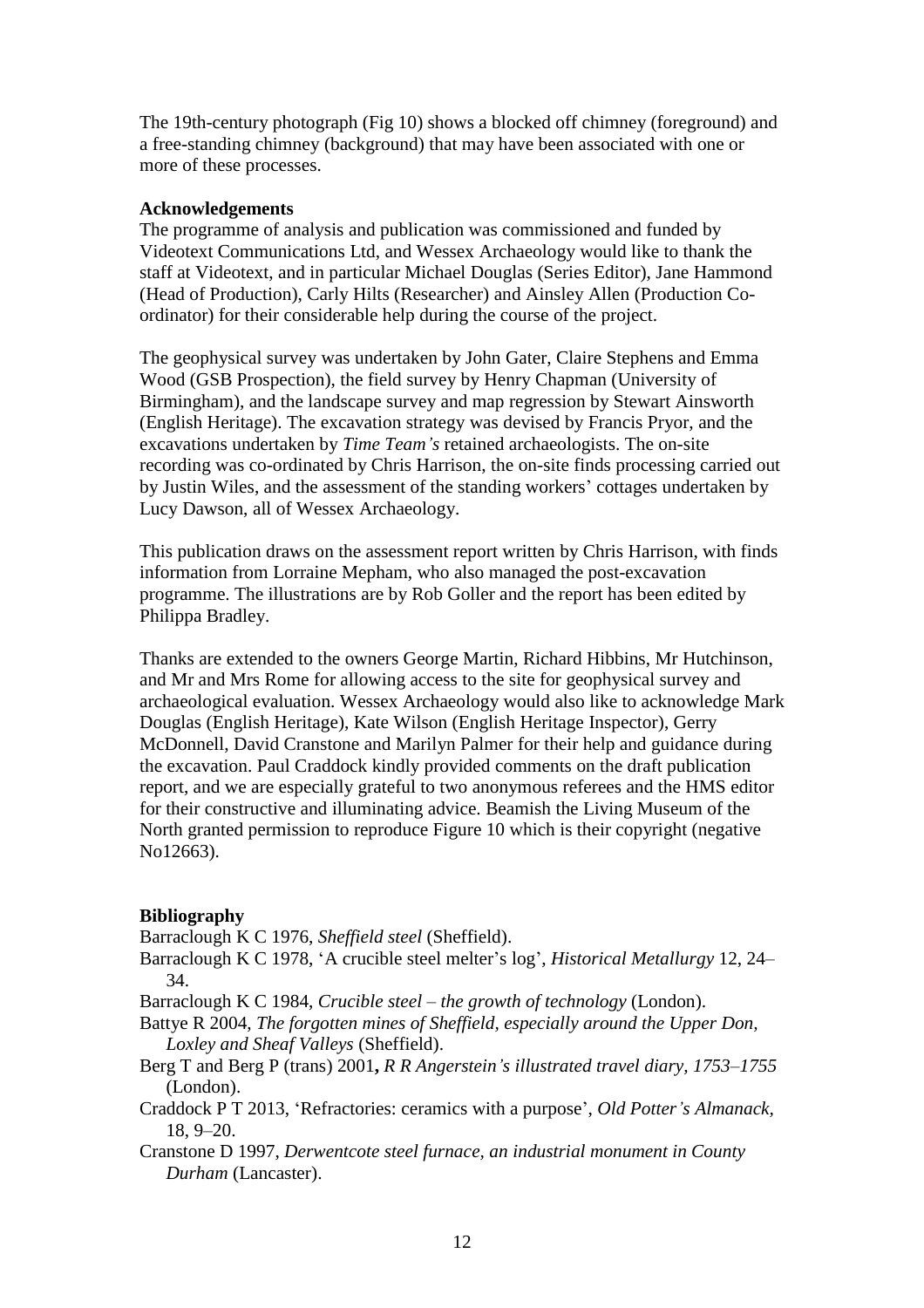The 19th-century photograph (Fig 10) shows a blocked off chimney (foreground) and a free-standing chimney (background) that may have been associated with one or more of these processes.

**Acknowledgements**

The programme of analysis and publication was commissioned and funded by Videotext Communications Ltd, and Wessex Archaeology would like to thank the staff at Videotext, and in particular Michael Douglas (Series Editor), Jane Hammond (Head of Production), Carly Hilts (Researcher) and Ainsley Allen (Production Co-ordinator) for their considerable help during the course of the project.

The geophysical survey was undertaken by John Gater, Claire Stephens and Emma Wood (GSB Prospection), the field survey by Henry Chapman (University of Birmingham), and the landscape survey and map regression by Stewart Ainsworth (English Heritage). The excavation strategy was devised by Francis Pryor, and the excavations undertaken by *Time Team's* retained archaeologists. The on-site recording was co-ordinated by Chris Harrison, the on-site finds processing carried out by Justin Wiles, and the assessment of the standing workers' cottages undertaken by Lucy Dawson, all of Wessex Archaeology.

This publication draws on the assessment report written by Chris Harrison, with finds information from Lorraine Mepham, who also managed the post-excavation programme. The illustrations are by Rob Goller and the report has been edited by Philippa Bradley.

Thanks are extended to the owners George Martin, Richard Hibbins, Mr Hutchinson, and Mr and Mrs Rome for allowing access to the site for geophysical survey and archaeological evaluation. Wessex Archaeology would also like to acknowledge Mark Douglas (English Heritage), Kate Wilson (English Heritage Inspector), Gerry McDonnell, David Cranstone and Marilyn Palmer for their help and guidance during the excavation. Paul Craddock kindly provided comments on the draft publication report, and we are especially grateful to two anonymous referees and the HMS editor for their constructive and illuminating advice. Beamish the Living Museum of the North granted permission to reproduce Figure 10 which is their copyright (negative No12663).

**Bibliography**

Barraclough K C 1976, *Sheffield steel* (Sheffield).

Barraclough K C 1978, 'A crucible steel melter's log', *Historical Metallurgy* 12, 24–34.

Barraclough K C 1984, *Crucible steel – the growth of technology* (London).

Battye R 2004, *The forgotten mines of Sheffield, especially around the Upper Don, Loxley and Sheaf Valleys* (Sheffield).

Berg T and Berg P (trans) 2001**,** *R R Angerstein's illustrated travel diary, 1753–1755* (London).

Craddock P T 2013, 'Refractories: ceramics with a purpose', *Old Potter's Almanack,* 18, 9–20.

Cranstone D 1997, *Derwentcote steel furnace, an industrial monument in County Durham* (Lancaster).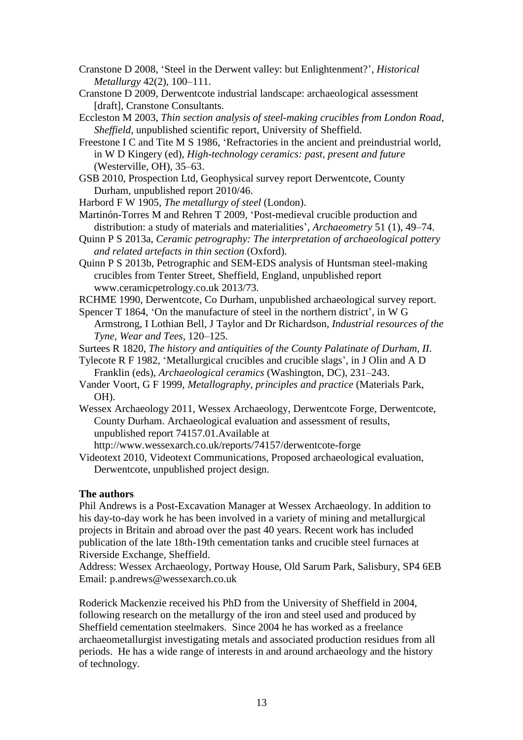Cranstone D 2008, 'Steel in the Derwent valley: but Enlightenment?', *Historical Metallurgy* 42(2), 100–111.

Cranstone D 2009, Derwentcote industrial landscape: archaeological assessment [draft], Cranstone Consultants.

Eccleston M 2003, *Thin section analysis of steel-making crucibles from London Road, Sheffield*, unpublished scientific report, University of Sheffield.

Freestone I C and Tite M S 1986, 'Refractories in the ancient and preindustrial world, in W D Kingery (ed), *High-technology ceramics: past, present and future* (Westerville, OH), 35–63.

GSB 2010, Prospection Ltd, Geophysical survey report Derwentcote, County Durham, unpublished report 2010/46.

Harbord F W 1905, *The metallurgy of steel* (London).

Martinón-Torres M and Rehren T 2009, 'Post-medieval crucible production and distribution: a study of materials and materialities', *Archaeometry* 51 (1), 49–74.

Quinn P S 2013a, *Ceramic petrography: The interpretation of archaeological pottery and related artefacts in thin section* (Oxford).

Quinn P S 2013b, Petrographic and SEM-EDS analysis of Huntsman steel-making crucibles from Tenter Street, Sheffield, England, unpublished report www.ceramicpetrology.co.uk 2013/73.

RCHME 1990, Derwentcote, Co Durham, unpublished archaeological survey report.

Spencer T 1864, 'On the manufacture of steel in the northern district', in W G Armstrong, I Lothian Bell, J Taylor and Dr Richardson, *Industrial resources of the Tyne, Wear and Tees*, 120–125.

Surtees R 1820, *The history and antiquities of the County Palatinate of Durham, II*.

Tylecote R F 1982, 'Metallurgical crucibles and crucible slags', in J Olin and A D Franklin (eds), *Archaeological ceramics* (Washington, DC), 231–243.

Vander Voort, G F 1999, *Metallography, principles and practice* (Materials Park, OH).

Wessex Archaeology 2011, Wessex Archaeology, Derwentcote Forge, Derwentcote, County Durham. Archaeological evaluation and assessment of results, unpublished report 74157.01.Available at http://www.wessexarch.co.uk/reports/74157/derwentcote-forge

Videotext 2010, Videotext Communications, Proposed archaeological evaluation, Derwentcote, unpublished project design.

**The authors**

Phil Andrews is a Post-Excavation Manager at Wessex Archaeology. In addition to his day-to-day work he has been involved in a variety of mining and metallurgical projects in Britain and abroad over the past 40 years. Recent work has included publication of the late 18th-19th cementation tanks and crucible steel furnaces at Riverside Exchange, Sheffield.
Address: Wessex Archaeology, Portway House, Old Sarum Park, Salisbury, SP4 6EB
Email: p.andrews@wessexarch.co.uk

Roderick Mackenzie received his PhD from the University of Sheffield in 2004, following research on the metallurgy of the iron and steel used and produced by Sheffield cementation steelmakers. Since 2004 he has worked as a freelance archaeometallurgist investigating metals and associated production residues from all periods. He has a wide range of interests in and around archaeology and the history of technology.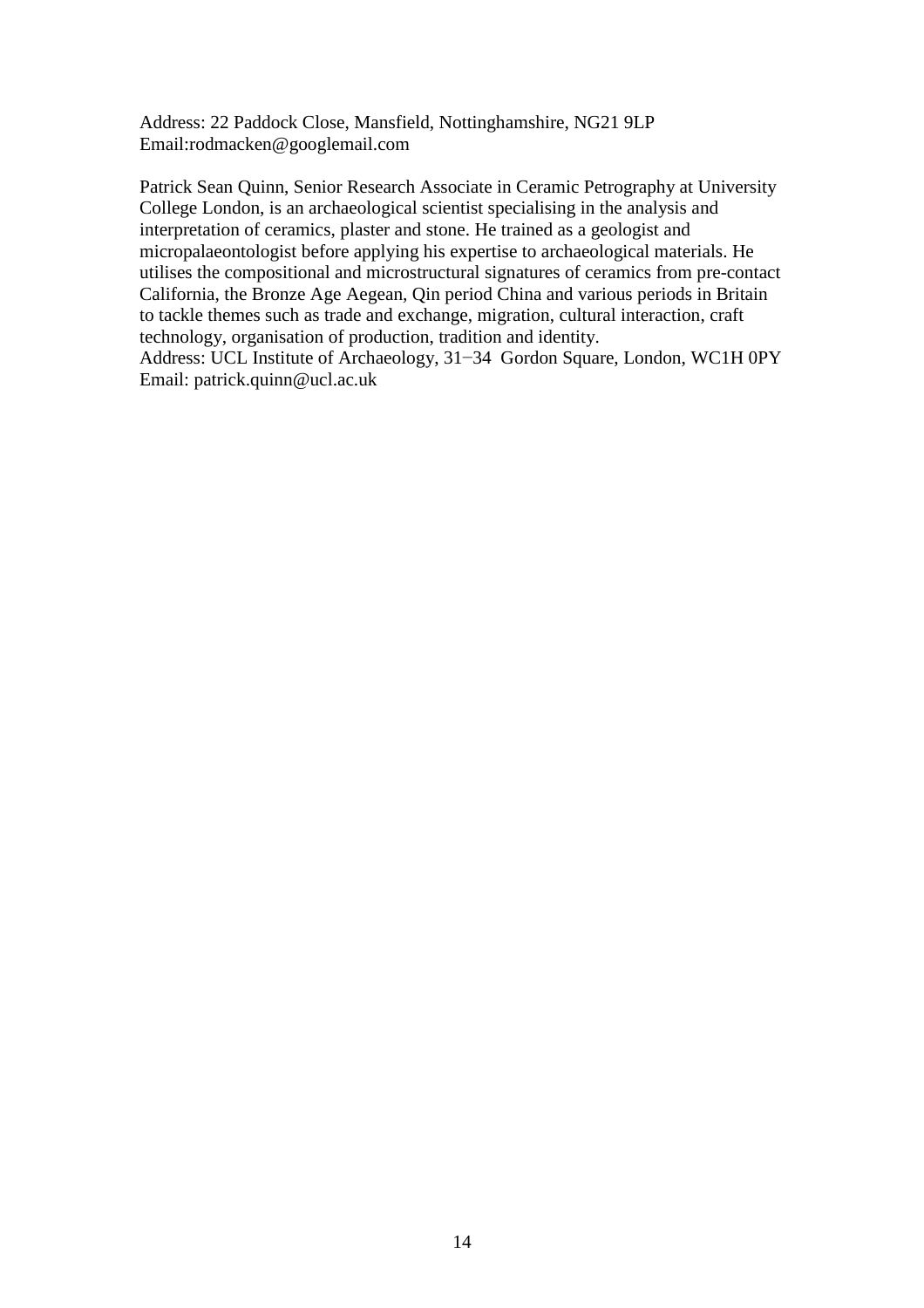Address: 22 Paddock Close, Mansfield, Nottinghamshire, NG21 9LP
Email:rodmacken@googlemail.com

Patrick Sean Quinn, Senior Research Associate in Ceramic Petrography at University College London, is an archaeological scientist specialising in the analysis and interpretation of ceramics, plaster and stone. He trained as a geologist and micropalaeontologist before applying his expertise to archaeological materials. He utilises the compositional and microstructural signatures of ceramics from pre-contact California, the Bronze Age Aegean, Qin period China and various periods in Britain to tackle themes such as trade and exchange, migration, cultural interaction, craft technology, organisation of production, tradition and identity.
Address: UCL Institute of Archaeology, 31−34 Gordon Square, London, WC1H 0PY
Email: patrick.quinn@ucl.ac.uk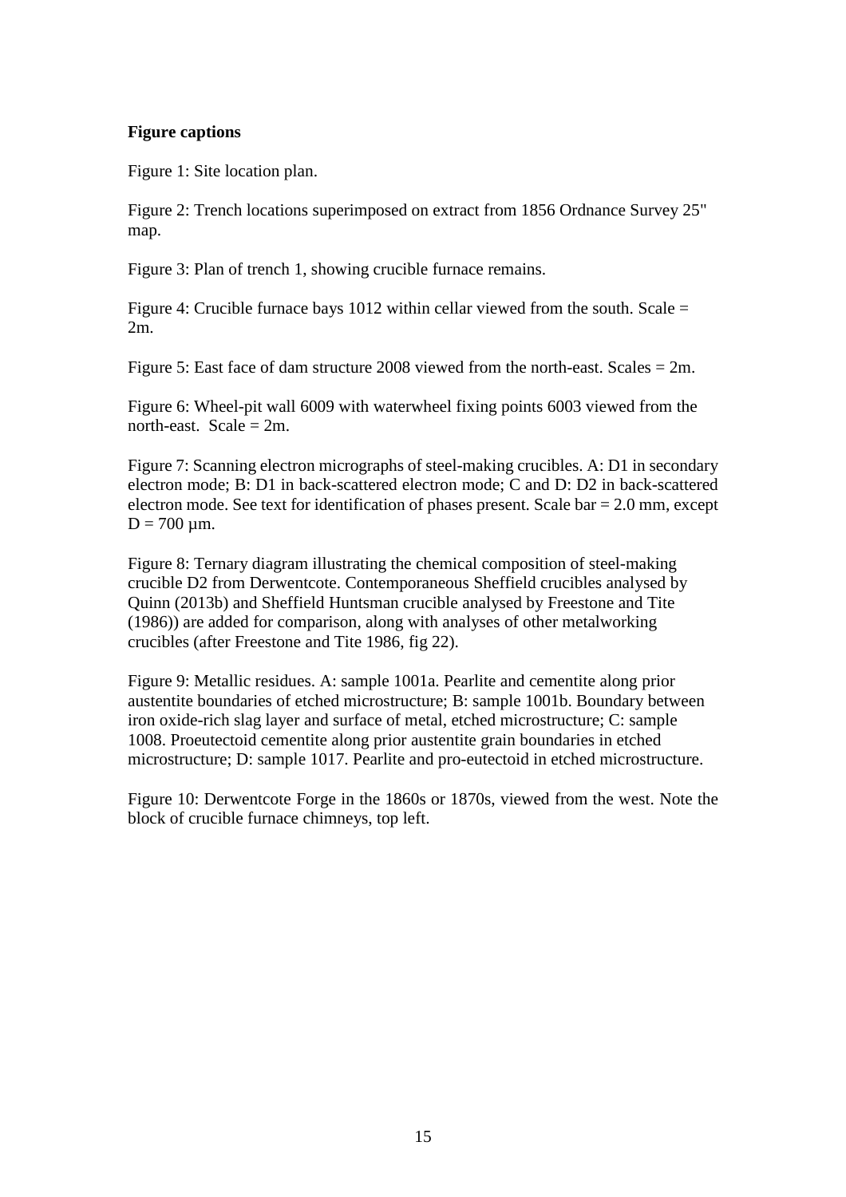**Figure captions**

Figure 1: Site location plan.

Figure 2: Trench locations superimposed on extract from 1856 Ordnance Survey 25" map.

Figure 3: Plan of trench 1, showing crucible furnace remains.

Figure 4: Crucible furnace bays 1012 within cellar viewed from the south. Scale = 2m.

Figure 5: East face of dam structure 2008 viewed from the north-east. Scales = 2m.

Figure 6: Wheel-pit wall 6009 with waterwheel fixing points 6003 viewed from the north-east. Scale = 2m.

Figure 7: Scanning electron micrographs of steel-making crucibles. A: D1 in secondary electron mode; B: D1 in back-scattered electron mode; C and D: D2 in back-scattered electron mode. See text for identification of phases present. Scale bar = 2.0 mm, except D = 700 µm.

Figure 8: Ternary diagram illustrating the chemical composition of steel-making crucible D2 from Derwentcote. Contemporaneous Sheffield crucibles analysed by Quinn (2013b) and Sheffield Huntsman crucible analysed by Freestone and Tite (1986)) are added for comparison, along with analyses of other metalworking crucibles (after Freestone and Tite 1986, fig 22).

Figure 9: Metallic residues. A: sample 1001a. Pearlite and cementite along prior austentite boundaries of etched microstructure; B: sample 1001b. Boundary between iron oxide-rich slag layer and surface of metal, etched microstructure; C: sample 1008. Proeutectoid cementite along prior austentite grain boundaries in etched microstructure; D: sample 1017. Pearlite and pro-eutectoid in etched microstructure.

Figure 10: Derwentcote Forge in the 1860s or 1870s, viewed from the west. Note the block of crucible furnace chimneys, top left.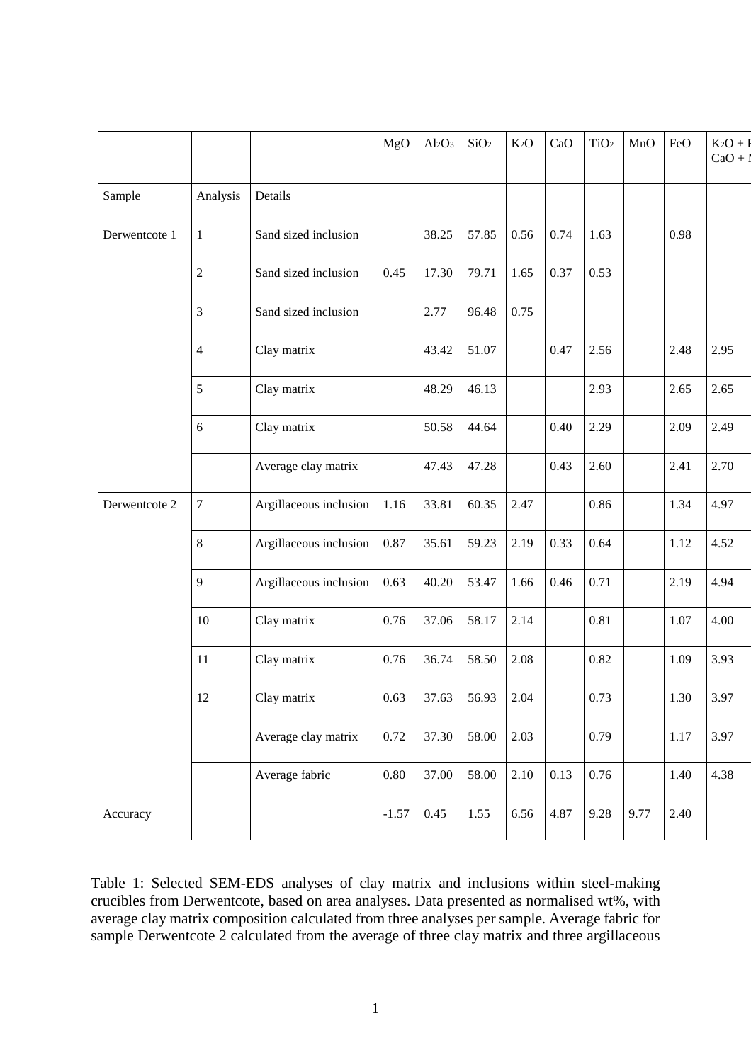| | | | MgO | $Al_2O_3$ | $SiO_2$ | $K_2O$ | CaO | $TiO_2$ | MnO | FeO | $K_2O$ + F $CaO$ + I |
|---|---|---|---|---|---|---|---|---|---|---|---|
| Sample | Analysis | Details | | | | | | | | | |
| Derwentcote 1 | 1 | Sand sized inclusion | | 38.25 | 57.85 | 0.56 | 0.74 | 1.63 | | 0.98 | |
| | 2 | Sand sized inclusion | 0.45 | 17.30 | 79.71 | 1.65 | 0.37 | 0.53 | | | |
| | 3 | Sand sized inclusion | | 2.77 | 96.48 | 0.75 | | | | | |
| | 4 | Clay matrix | | 43.42 | 51.07 | | 0.47 | 2.56 | | 2.48 | 2.95 |
| | 5 | Clay matrix | | 48.29 | 46.13 | | | 2.93 | | 2.65 | 2.65 |
| | 6 | Clay matrix | | 50.58 | 44.64 | | 0.40 | 2.29 | | 2.09 | 2.49 |
| | | Average clay matrix | | 47.43 | 47.28 | | 0.43 | 2.60 | | 2.41 | 2.70 |
| Derwentcote 2 | 7 | Argillaceous inclusion | 1.16 | 33.81 | 60.35 | 2.47 | | 0.86 | | 1.34 | 4.97 |
| | 8 | Argillaceous inclusion | 0.87 | 35.61 | 59.23 | 2.19 | 0.33 | 0.64 | | 1.12 | 4.52 |
| | 9 | Argillaceous inclusion | 0.63 | 40.20 | 53.47 | 1.66 | 0.46 | 0.71 | | 2.19 | 4.94 |
| | 10 | Clay matrix | 0.76 | 37.06 | 58.17 | 2.14 | | 0.81 | | 1.07 | 4.00 |
| | 11 | Clay matrix | 0.76 | 36.74 | 58.50 | 2.08 | | 0.82 | | 1.09 | 3.93 |
| | 12 | Clay matrix | 0.63 | 37.63 | 56.93 | 2.04 | | 0.73 | | 1.30 | 3.97 |
| | | Average clay matrix | 0.72 | 37.30 | 58.00 | 2.03 | | 0.79 | | 1.17 | 3.97 |
| | | Average fabric | 0.80 | 37.00 | 58.00 | 2.10 | 0.13 | 0.76 | | 1.40 | 4.38 |
| Accuracy | | | -1.57 | 0.45 | 1.55 | 6.56 | 4.87 | 9.28 | 9.77 | 2.40 | |

Table 1: Selected SEM-EDS analyses of clay matrix and inclusions within steel-making crucibles from Derwentcote, based on area analyses. Data presented as normalised wt%, with average clay matrix composition calculated from three analyses per sample. Average fabric for sample Derwentcote 2 calculated from the average of three clay matrix and three argillaceous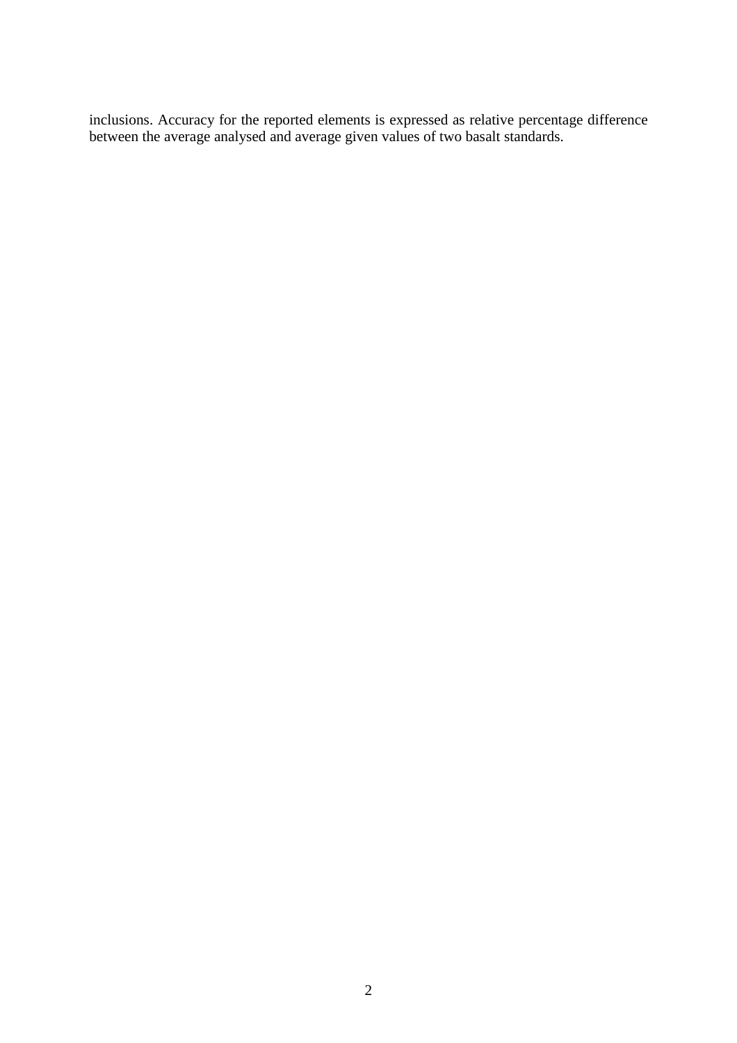inclusions. Accuracy for the reported elements is expressed as relative percentage difference between the average analysed and average given values of two basalt standards.